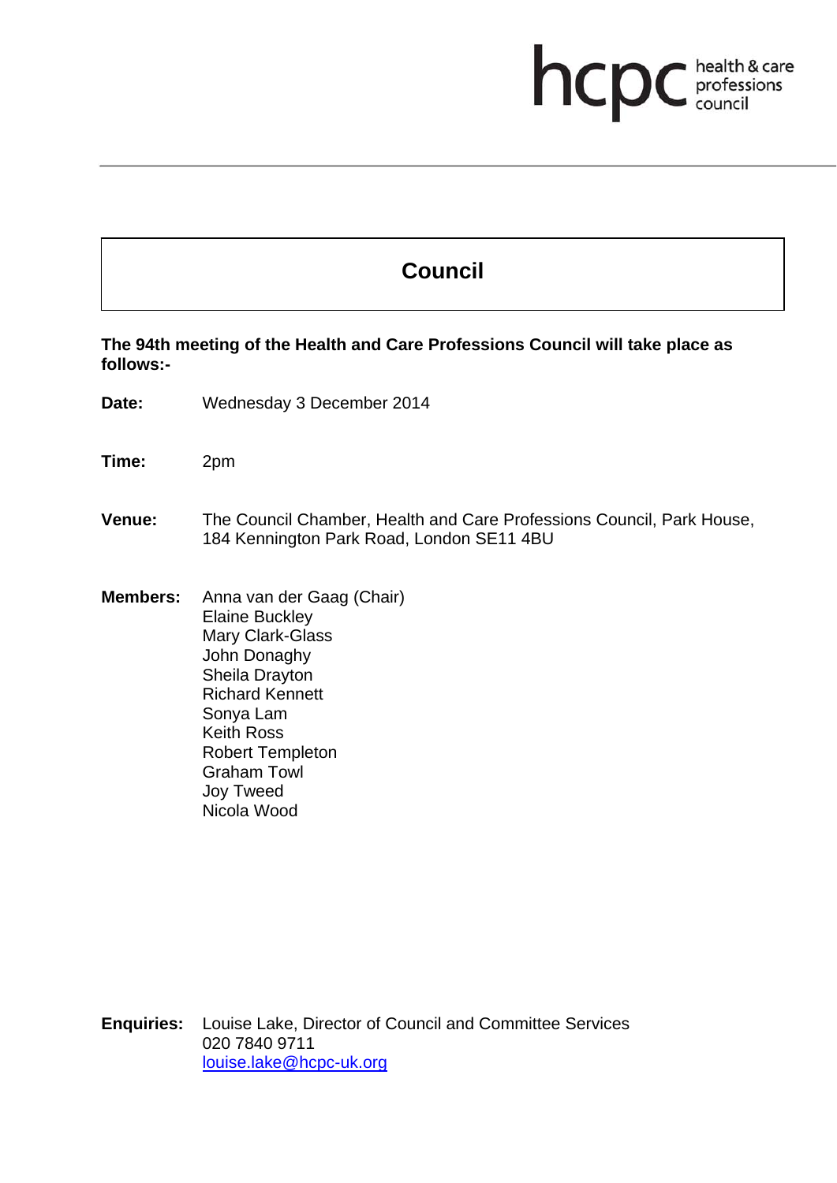hcpc health & care professions council

# Council

**The 94th meeting of the Health and Care Professions Council will take place as follows:-**

**Date:** Wednesday 3 December 2014

**Time:** 2pm

**Venue:** The Council Chamber, Health and Care Professions Council, Park House, 184 Kennington Park Road, London SE11 4BU

**Members:** Anna van der Gaag (Chair)
Elaine Buckley
Mary Clark-Glass
John Donaghy
Sheila Drayton
Richard Kennett
Sonya Lam
Keith Ross
Robert Templeton
Graham Towl
Joy Tweed
Nicola Wood

**Enquiries:** Louise Lake, Director of Council and Committee Services
020 7840 9711
louise.lake@hcpc-uk.org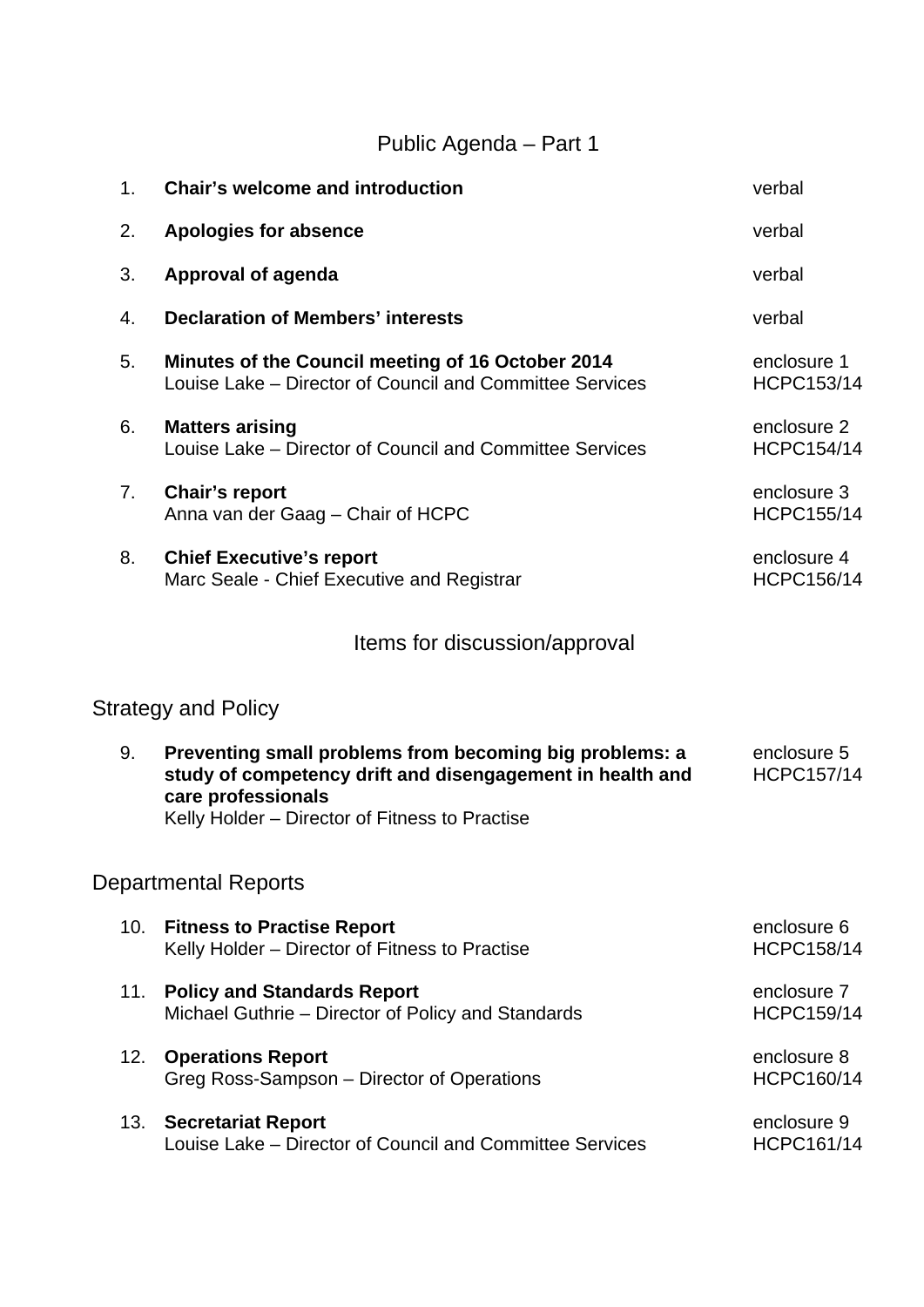## Public Agenda – Part 1

| | | |
|---|---|---|
| 1. | **Chair's welcome and introduction** | verbal |
| 2. | **Apologies for absence** | verbal |
| 3. | **Approval of agenda** | verbal |
| 4. | **Declaration of Members' interests** | verbal |
| 5. | **Minutes of the Council meeting of 16 October 2014**<br>Louise Lake – Director of Council and Committee Services | enclosure 1<br>HCPC153/14 |
| 6. | **Matters arising**<br>Louise Lake – Director of Council and Committee Services | enclosure 2<br>HCPC154/14 |
| 7. | **Chair's report**<br>Anna van der Gaag – Chair of HCPC | enclosure 3<br>HCPC155/14 |
| 8. | **Chief Executive's report**<br>Marc Seale - Chief Executive and Registrar | enclosure 4<br>HCPC156/14 |

## Items for discussion/approval

### Strategy and Policy

| | | |
|---|---|---|
| 9. | **Preventing small problems from becoming big problems: a study of competency drift and disengagement in health and care professionals**<br>Kelly Holder – Director of Fitness to Practise | enclosure 5<br>HCPC157/14 |

### Departmental Reports

| | | |
|---|---|---|
| 10. | **Fitness to Practise Report**<br>Kelly Holder – Director of Fitness to Practise | enclosure 6<br>HCPC158/14 |
| 11. | **Policy and Standards Report**<br>Michael Guthrie – Director of Policy and Standards | enclosure 7<br>HCPC159/14 |
| 12. | **Operations Report**<br>Greg Ross-Sampson – Director of Operations | enclosure 8<br>HCPC160/14 |
| 13. | **Secretariat Report**<br>Louise Lake – Director of Council and Committee Services | enclosure 9<br>HCPC161/14 |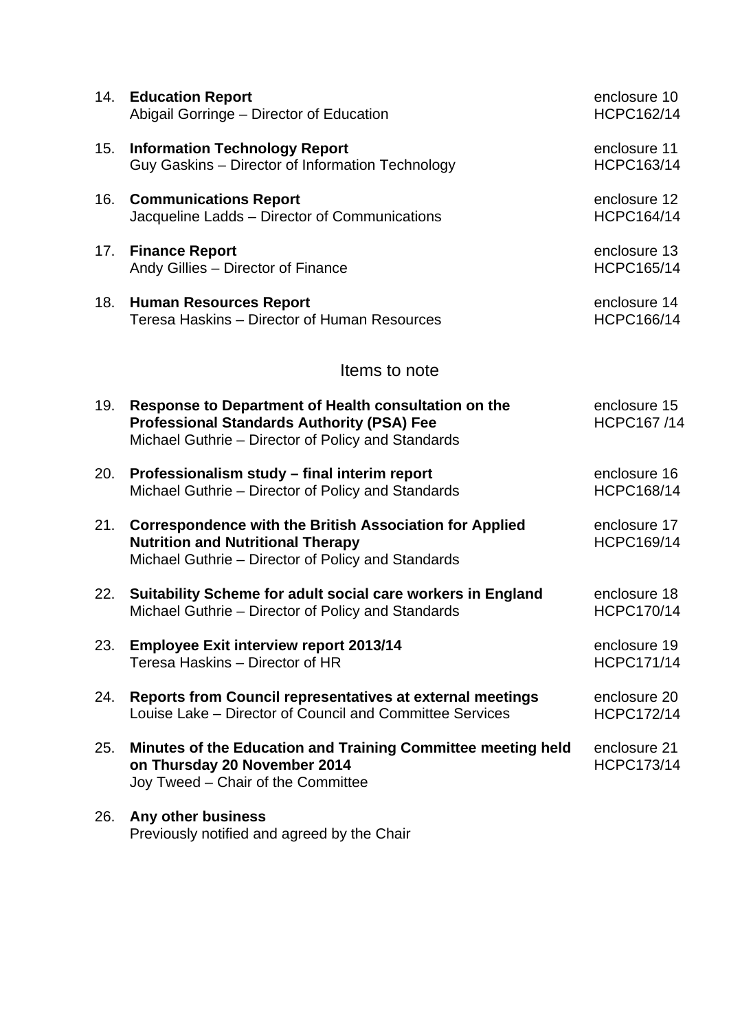14. **Education Report** — enclosure 10, HCPC162/14
    Abigail Gorringe – Director of Education

15. **Information Technology Report** — enclosure 11, HCPC163/14
    Guy Gaskins – Director of Information Technology

16. **Communications Report** — enclosure 12, HCPC164/14
    Jacqueline Ladds – Director of Communications

17. **Finance Report** — enclosure 13, HCPC165/14
    Andy Gillies – Director of Finance

18. **Human Resources Report** — enclosure 14, HCPC166/14
    Teresa Haskins – Director of Human Resources

## Items to note

19. **Response to Department of Health consultation on the Professional Standards Authority (PSA) Fee** — enclosure 15, HCPC167 /14
    Michael Guthrie – Director of Policy and Standards

20. **Professionalism study – final interim report** — enclosure 16, HCPC168/14
    Michael Guthrie – Director of Policy and Standards

21. **Correspondence with the British Association for Applied Nutrition and Nutritional Therapy** — enclosure 17, HCPC169/14
    Michael Guthrie – Director of Policy and Standards

22. **Suitability Scheme for adult social care workers in England** — enclosure 18, HCPC170/14
    Michael Guthrie – Director of Policy and Standards

23. **Employee Exit interview report 2013/14** — enclosure 19, HCPC171/14
    Teresa Haskins – Director of HR

24. **Reports from Council representatives at external meetings** — enclosure 20, HCPC172/14
    Louise Lake – Director of Council and Committee Services

25. **Minutes of the Education and Training Committee meeting held on Thursday 20 November 2014** — enclosure 21, HCPC173/14
    Joy Tweed – Chair of the Committee

26. **Any other business**
    Previously notified and agreed by the Chair